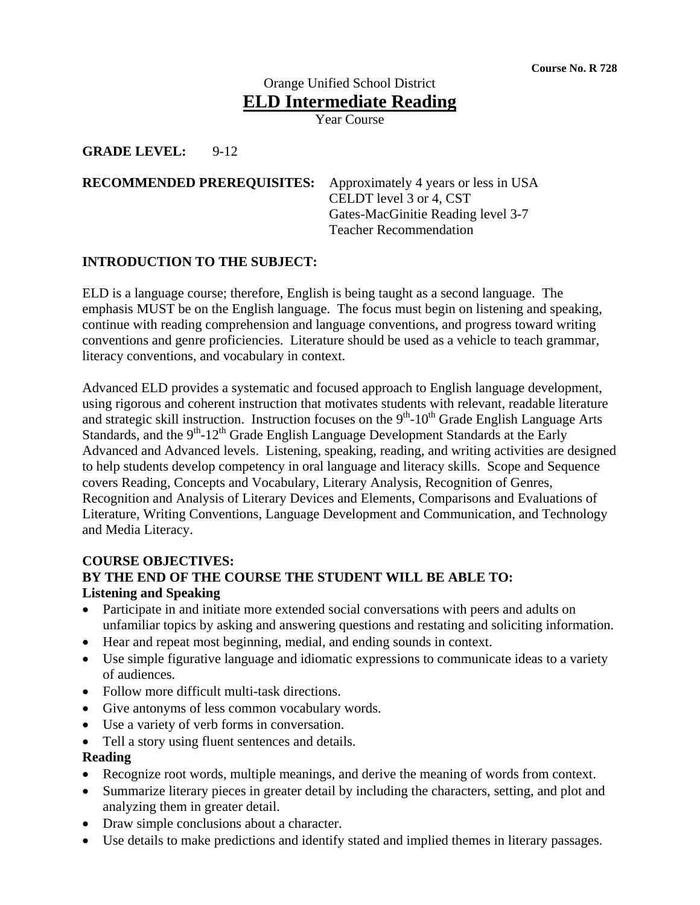**Course No. R 728**

Orange Unified School District

# ELD Intermediate Reading

Year Course

**GRADE LEVEL:** 9-12

**RECOMMENDED PREREQUISITES:** Approximately 4 years or less in USA
CELDT level 3 or 4, CST
Gates-MacGinitie Reading level 3-7
Teacher Recommendation

## INTRODUCTION TO THE SUBJECT:

ELD is a language course; therefore, English is being taught as a second language. The emphasis MUST be on the English language. The focus must begin on listening and speaking, continue with reading comprehension and language conventions, and progress toward writing conventions and genre proficiencies. Literature should be used as a vehicle to teach grammar, literacy conventions, and vocabulary in context.

Advanced ELD provides a systematic and focused approach to English language development, using rigorous and coherent instruction that motivates students with relevant, readable literature and strategic skill instruction. Instruction focuses on the 9th-10th Grade English Language Arts Standards, and the 9th-12th Grade English Language Development Standards at the Early Advanced and Advanced levels. Listening, speaking, reading, and writing activities are designed to help students develop competency in oral language and literacy skills. Scope and Sequence covers Reading, Concepts and Vocabulary, Literary Analysis, Recognition of Genres, Recognition and Analysis of Literary Devices and Elements, Comparisons and Evaluations of Literature, Writing Conventions, Language Development and Communication, and Technology and Media Literacy.

## COURSE OBJECTIVES:
## BY THE END OF THE COURSE THE STUDENT WILL BE ABLE TO:

### Listening and Speaking

- Participate in and initiate more extended social conversations with peers and adults on unfamiliar topics by asking and answering questions and restating and soliciting information.
- Hear and repeat most beginning, medial, and ending sounds in context.
- Use simple figurative language and idiomatic expressions to communicate ideas to a variety of audiences.
- Follow more difficult multi-task directions.
- Give antonyms of less common vocabulary words.
- Use a variety of verb forms in conversation.
- Tell a story using fluent sentences and details.

### Reading

- Recognize root words, multiple meanings, and derive the meaning of words from context.
- Summarize literary pieces in greater detail by including the characters, setting, and plot and analyzing them in greater detail.
- Draw simple conclusions about a character.
- Use details to make predictions and identify stated and implied themes in literary passages.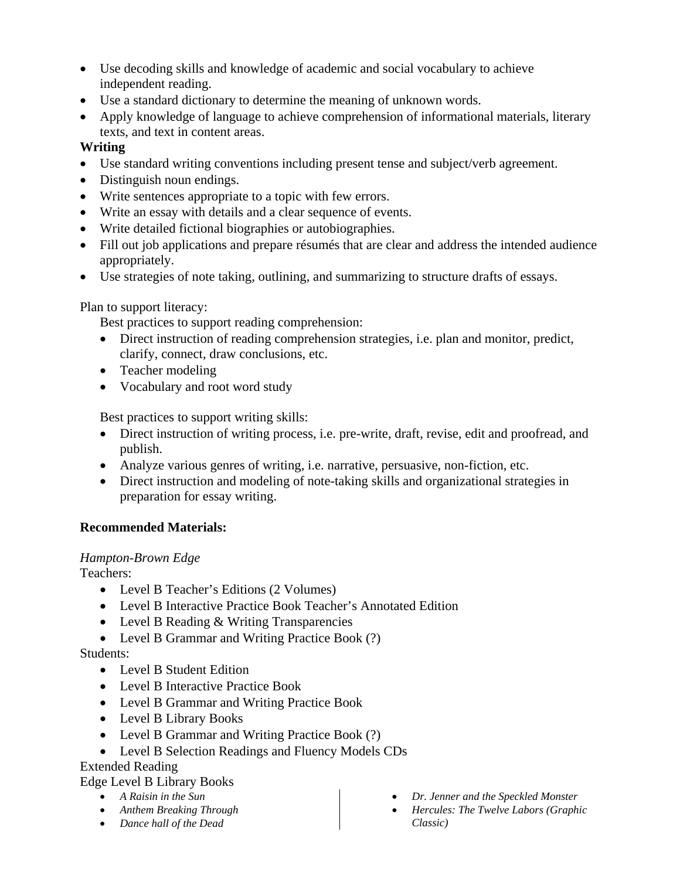- Use decoding skills and knowledge of academic and social vocabulary to achieve independent reading.
- Use a standard dictionary to determine the meaning of unknown words.
- Apply knowledge of language to achieve comprehension of informational materials, literary texts, and text in content areas.

**Writing**

- Use standard writing conventions including present tense and subject/verb agreement.
- Distinguish noun endings.
- Write sentences appropriate to a topic with few errors.
- Write an essay with details and a clear sequence of events.
- Write detailed fictional biographies or autobiographies.
- Fill out job applications and prepare résumés that are clear and address the intended audience appropriately.
- Use strategies of note taking, outlining, and summarizing to structure drafts of essays.

Plan to support literacy:

Best practices to support reading comprehension:

- Direct instruction of reading comprehension strategies, i.e. plan and monitor, predict, clarify, connect, draw conclusions, etc.
- Teacher modeling
- Vocabulary and root word study

Best practices to support writing skills:

- Direct instruction of writing process, i.e. pre-write, draft, revise, edit and proofread, and publish.
- Analyze various genres of writing, i.e. narrative, persuasive, non-fiction, etc.
- Direct instruction and modeling of note-taking skills and organizational strategies in preparation for essay writing.

**Recommended Materials:**

*Hampton-Brown Edge*

Teachers:

- Level B Teacher's Editions (2 Volumes)
- Level B Interactive Practice Book Teacher's Annotated Edition
- Level B Reading & Writing Transparencies
- Level B Grammar and Writing Practice Book (?)

Students:

- Level B Student Edition
- Level B Interactive Practice Book
- Level B Grammar and Writing Practice Book
- Level B Library Books
- Level B Grammar and Writing Practice Book (?)
- Level B Selection Readings and Fluency Models CDs

Extended Reading

Edge Level B Library Books

- *A Raisin in the Sun*
- *Anthem Breaking Through*
- *Dance hall of the Dead*
- *Dr. Jenner and the Speckled Monster*
- *Hercules: The Twelve Labors (Graphic Classic)*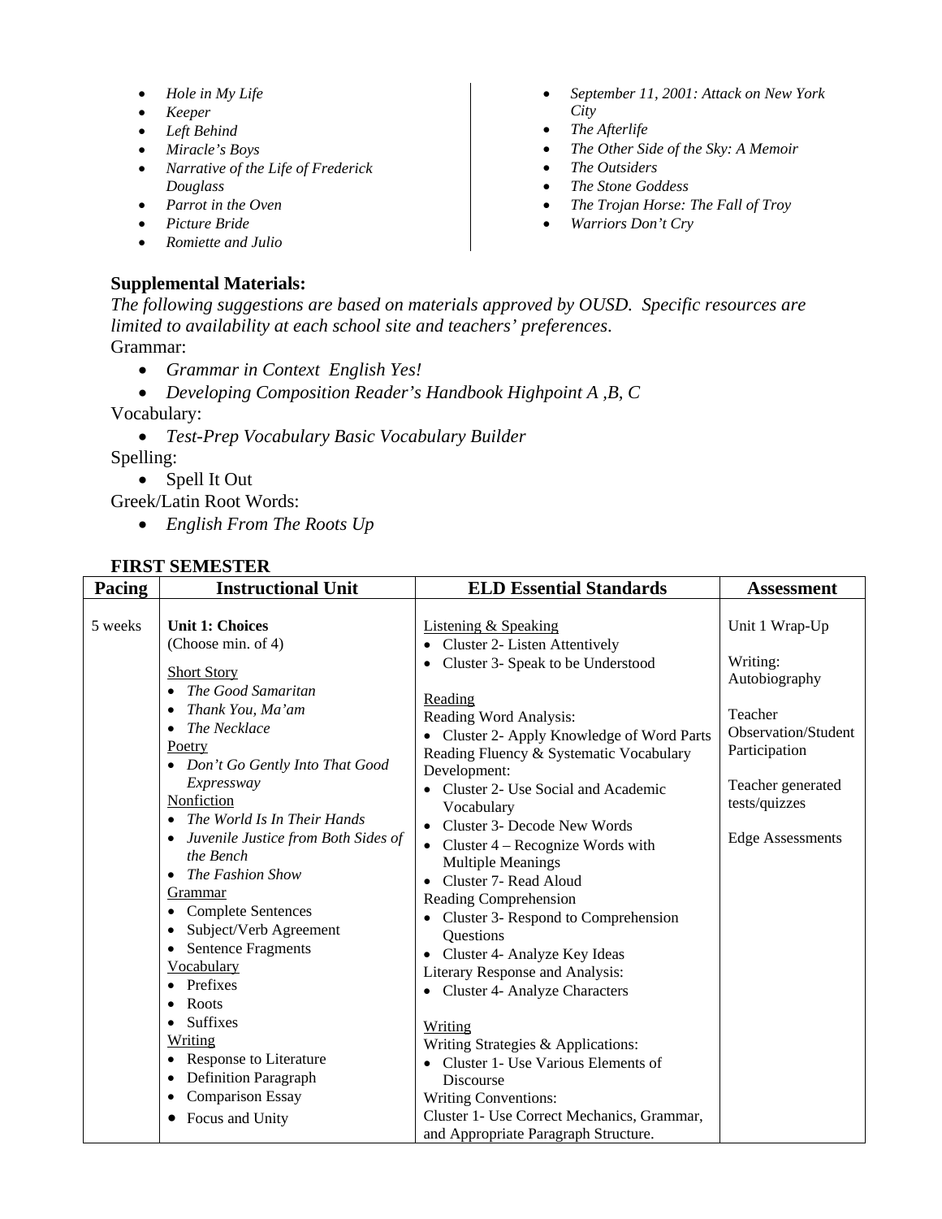- *Hole in My Life*
- *Keeper*
- *Left Behind*
- *Miracle's Boys*
- *Narrative of the Life of Frederick Douglass*
- *Parrot in the Oven*
- *Picture Bride*
- *Romiette and Julio*
- *September 11, 2001: Attack on New York City*
- *The Afterlife*
- *The Other Side of the Sky: A Memoir*
- *The Outsiders*
- *The Stone Goddess*
- *The Trojan Horse: The Fall of Troy*
- *Warriors Don't Cry*

**Supplemental Materials:**

*The following suggestions are based on materials approved by OUSD. Specific resources are limited to availability at each school site and teachers' preferences.*

Grammar:

- *Grammar in Context English Yes!*
- *Developing Composition Reader's Handbook Highpoint A ,B, C*

Vocabulary:

- *Test-Prep Vocabulary Basic Vocabulary Builder*

Spelling:

- Spell It Out

Greek/Latin Root Words:

- *English From The Roots Up*

**FIRST SEMESTER**

| Pacing | Instructional Unit | ELD Essential Standards | Assessment |
|---|---|---|---|
| 5 weeks | **Unit 1: Choices**<br>(Choose min. of 4)<br><br>Short Story<br>• *The Good Samaritan*<br>• *Thank You, Ma'am*<br>• *The Necklace*<br>Poetry<br>• *Don't Go Gently Into That Good Expressway*<br>Nonfiction<br>• *The World Is In Their Hands*<br>• *Juvenile Justice from Both Sides of the Bench*<br>• *The Fashion Show*<br>Grammar<br>• Complete Sentences<br>• Subject/Verb Agreement<br>• Sentence Fragments<br>Vocabulary<br>• Prefixes<br>• Roots<br>• Suffixes<br>Writing<br>• Response to Literature<br>• Definition Paragraph<br>• Comparison Essay<br>• Focus and Unity | Listening & Speaking<br>• Cluster 2- Listen Attentively<br>• Cluster 3- Speak to be Understood<br><br>Reading<br>Reading Word Analysis:<br>• Cluster 2- Apply Knowledge of Word Parts<br>Reading Fluency & Systematic Vocabulary Development:<br>• Cluster 2- Use Social and Academic Vocabulary<br>• Cluster 3- Decode New Words<br>• Cluster 4 – Recognize Words with Multiple Meanings<br>• Cluster 7- Read Aloud<br>Reading Comprehension<br>• Cluster 3- Respond to Comprehension Questions<br>• Cluster 4- Analyze Key Ideas<br>Literary Response and Analysis:<br>• Cluster 4- Analyze Characters<br><br>Writing<br>Writing Strategies & Applications:<br>• Cluster 1- Use Various Elements of Discourse<br>Writing Conventions:<br>Cluster 1- Use Correct Mechanics, Grammar, and Appropriate Paragraph Structure. | Unit 1 Wrap-Up<br><br>Writing: Autobiography<br><br>Teacher Observation/Student Participation<br><br>Teacher generated tests/quizzes<br><br>Edge Assessments |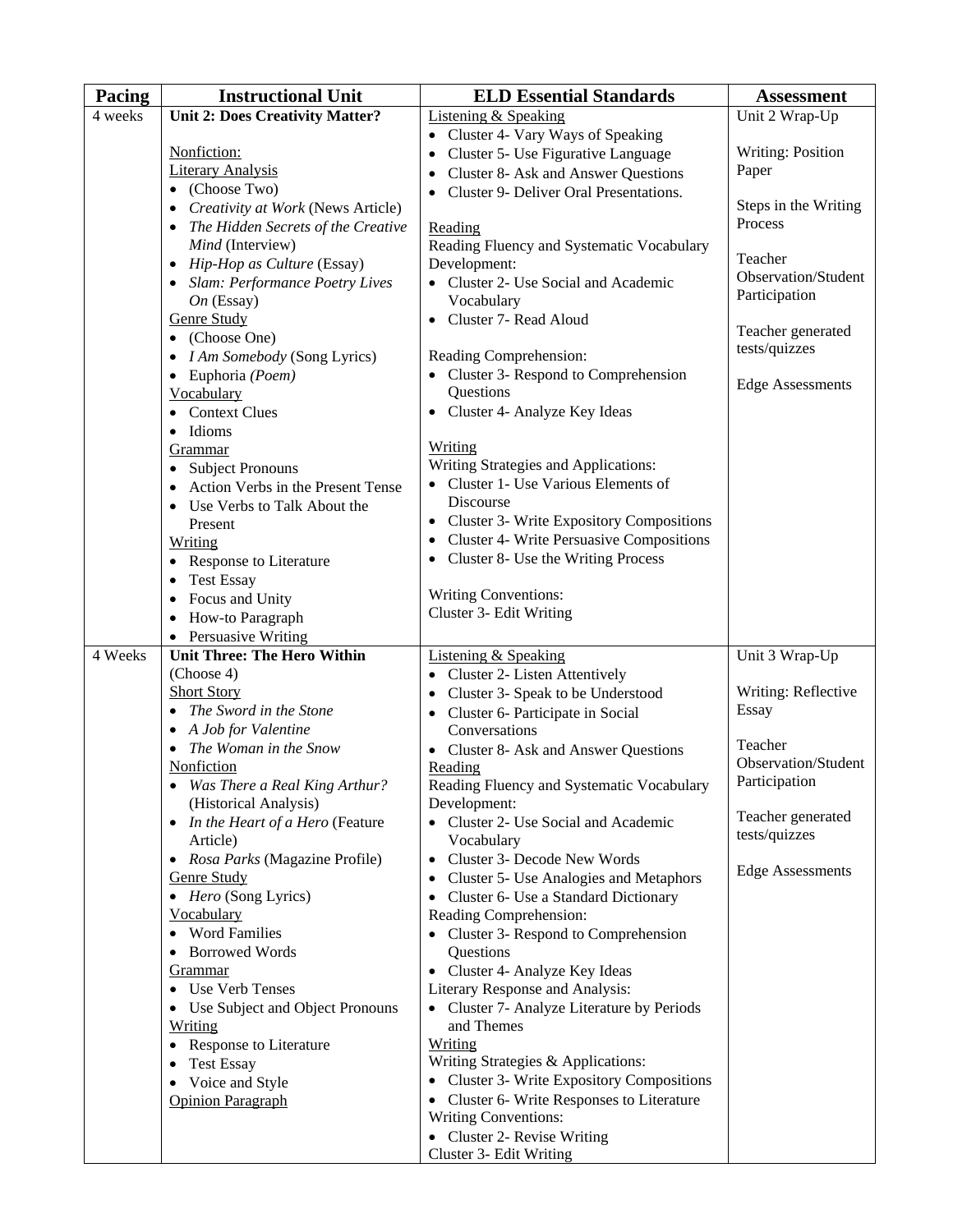| Pacing | Instructional Unit | ELD Essential Standards | Assessment |
|---|---|---|---|
| 4 weeks | **Unit 2: Does Creativity Matter?**<br><br>Nonfiction:<br>Literary Analysis<br>• (Choose Two)<br>• *Creativity at Work* (News Article)<br>• *The Hidden Secrets of the Creative Mind* (Interview)<br>• *Hip-Hop as Culture* (Essay)<br>• *Slam: Performance Poetry Lives On* (Essay)<br>Genre Study<br>• (Choose One)<br>• *I Am Somebody* (Song Lyrics)<br>• Euphoria *(Poem)*<br>Vocabulary<br>• Context Clues<br>• Idioms<br>Grammar<br>• Subject Pronouns<br>• Action Verbs in the Present Tense<br>• Use Verbs to Talk About the Present<br>Writing<br>• Response to Literature<br>• Test Essay<br>• Focus and Unity<br>• How-to Paragraph<br>• Persuasive Writing | Listening & Speaking<br>• Cluster 4- Vary Ways of Speaking<br>• Cluster 5- Use Figurative Language<br>• Cluster 8- Ask and Answer Questions<br>• Cluster 9- Deliver Oral Presentations.<br><br>Reading<br>Reading Fluency and Systematic Vocabulary Development:<br>• Cluster 2- Use Social and Academic Vocabulary<br>• Cluster 7- Read Aloud<br><br>Reading Comprehension:<br>• Cluster 3- Respond to Comprehension Questions<br>• Cluster 4- Analyze Key Ideas<br><br>Writing<br>Writing Strategies and Applications:<br>• Cluster 1- Use Various Elements of Discourse<br>• Cluster 3- Write Expository Compositions<br>• Cluster 4- Write Persuasive Compositions<br>• Cluster 8- Use the Writing Process<br><br>Writing Conventions:<br>Cluster 3- Edit Writing | Unit 2 Wrap-Up<br><br>Writing: Position Paper<br><br>Steps in the Writing Process<br><br>Teacher Observation/Student Participation<br><br>Teacher generated tests/quizzes<br><br>Edge Assessments |
| 4 Weeks | **Unit Three: The Hero Within**<br>(Choose 4)<br>Short Story<br>• *The Sword in the Stone*<br>• *A Job for Valentine*<br>• *The Woman in the Snow*<br>Nonfiction<br>• *Was There a Real King Arthur?* (Historical Analysis)<br>• *In the Heart of a Hero* (Feature Article)<br>• *Rosa Parks* (Magazine Profile)<br>Genre Study<br>• *Hero* (Song Lyrics)<br>Vocabulary<br>• Word Families<br>• Borrowed Words<br>Grammar<br>• Use Verb Tenses<br>• Use Subject and Object Pronouns<br>Writing<br>• Response to Literature<br>• Test Essay<br>• Voice and Style<br>Opinion Paragraph | Listening & Speaking<br>• Cluster 2- Listen Attentively<br>• Cluster 3- Speak to be Understood<br>• Cluster 6- Participate in Social Conversations<br>• Cluster 8- Ask and Answer Questions<br>Reading<br>Reading Fluency and Systematic Vocabulary Development:<br>• Cluster 2- Use Social and Academic Vocabulary<br>• Cluster 3- Decode New Words<br>• Cluster 5- Use Analogies and Metaphors<br>• Cluster 6- Use a Standard Dictionary<br>Reading Comprehension:<br>• Cluster 3- Respond to Comprehension Questions<br>• Cluster 4- Analyze Key Ideas<br>Literary Response and Analysis:<br>• Cluster 7- Analyze Literature by Periods and Themes<br>Writing<br>Writing Strategies & Applications:<br>• Cluster 3- Write Expository Compositions<br>• Cluster 6- Write Responses to Literature<br>Writing Conventions:<br>• Cluster 2- Revise Writing<br>Cluster 3- Edit Writing | Unit 3 Wrap-Up<br><br>Writing: Reflective Essay<br><br>Teacher Observation/Student Participation<br><br>Teacher generated tests/quizzes<br><br>Edge Assessments |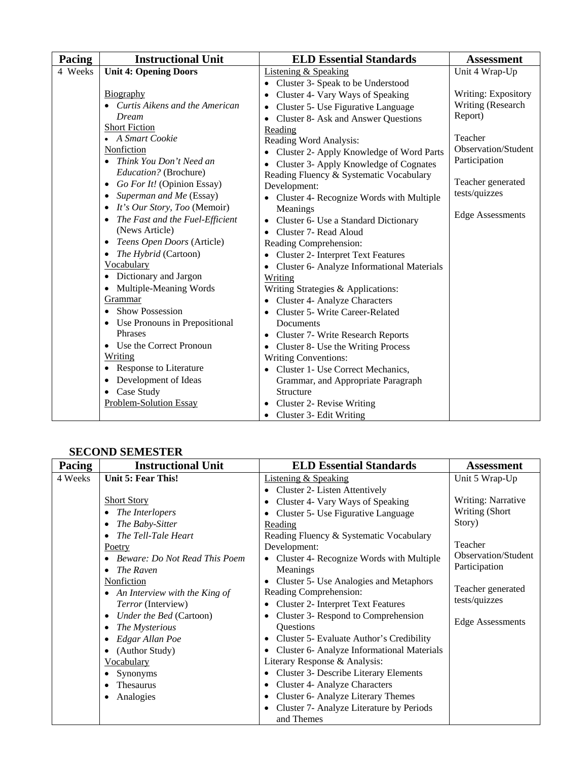| Pacing | Instructional Unit | ELD Essential Standards | Assessment |
|---|---|---|---|
| 4 Weeks | **Unit 4: Opening Doors**<br><br>Biography<br>• *Curtis Aikens and the American Dream*<br>Short Fiction<br>• *A Smart Cookie*<br>Nonfiction<br>• *Think You Don't Need an Education?* (Brochure)<br>• *Go For It!* (Opinion Essay)<br>• *Superman and Me* (Essay)<br>• *It's Our Story, Too* (Memoir)<br>• *The Fast and the Fuel-Efficient* (News Article)<br>• *Teens Open Doors* (Article)<br>• *The Hybrid* (Cartoon)<br>Vocabulary<br>• Dictionary and Jargon<br>• Multiple-Meaning Words<br>Grammar<br>• Show Possession<br>• Use Pronouns in Prepositional Phrases<br>• Use the Correct Pronoun<br>Writing<br>• Response to Literature<br>• Development of Ideas<br>• Case Study<br>Problem-Solution Essay | Listening & Speaking<br>• Cluster 3- Speak to be Understood<br>• Cluster 4- Vary Ways of Speaking<br>• Cluster 5- Use Figurative Language<br>• Cluster 8- Ask and Answer Questions<br>Reading<br>Reading Word Analysis:<br>• Cluster 2- Apply Knowledge of Word Parts<br>• Cluster 3- Apply Knowledge of Cognates<br>Reading Fluency & Systematic Vocabulary Development:<br>• Cluster 4- Recognize Words with Multiple Meanings<br>• Cluster 6- Use a Standard Dictionary<br>• Cluster 7- Read Aloud<br>Reading Comprehension:<br>• Cluster 2- Interpret Text Features<br>• Cluster 6- Analyze Informational Materials<br>Writing<br>Writing Strategies & Applications:<br>• Cluster 4- Analyze Characters<br>• Cluster 5- Write Career-Related Documents<br>• Cluster 7- Write Research Reports<br>• Cluster 8- Use the Writing Process<br>Writing Conventions:<br>• Cluster 1- Use Correct Mechanics, Grammar, and Appropriate Paragraph Structure<br>• Cluster 2- Revise Writing<br>• Cluster 3- Edit Writing | Unit 4 Wrap-Up<br><br>Writing: Expository Writing (Research Report)<br><br>Teacher Observation/Student Participation<br><br>Teacher generated tests/quizzes<br><br>Edge Assessments |

## SECOND SEMESTER

| Pacing | Instructional Unit | ELD Essential Standards | Assessment |
|---|---|---|---|
| 4 Weeks | **Unit 5: Fear This!**<br><br>Short Story<br>• *The Interlopers*<br>• *The Baby-Sitter*<br>• *The Tell-Tale Heart*<br>Poetry<br>• *Beware: Do Not Read This Poem*<br>• *The Raven*<br>Nonfiction<br>• *An Interview with the King of Terror* (Interview)<br>• *Under the Bed* (Cartoon)<br>• *The Mysterious*<br>• *Edgar Allan Poe*<br>• (Author Study)<br>Vocabulary<br>• Synonyms<br>• Thesaurus<br>• Analogies | Listening & Speaking<br>• Cluster 2- Listen Attentively<br>• Cluster 4- Vary Ways of Speaking<br>• Cluster 5- Use Figurative Language<br>Reading<br>Reading Fluency & Systematic Vocabulary Development:<br>• Cluster 4- Recognize Words with Multiple Meanings<br>• Cluster 5- Use Analogies and Metaphors<br>Reading Comprehension:<br>• Cluster 2- Interpret Text Features<br>• Cluster 3- Respond to Comprehension Questions<br>• Cluster 5- Evaluate Author's Credibility<br>• Cluster 6- Analyze Informational Materials<br>Literary Response & Analysis:<br>• Cluster 3- Describe Literary Elements<br>• Cluster 4- Analyze Characters<br>• Cluster 6- Analyze Literary Themes<br>• Cluster 7- Analyze Literature by Periods and Themes | Unit 5 Wrap-Up<br><br>Writing: Narrative Writing (Short Story)<br><br>Teacher Observation/Student Participation<br><br>Teacher generated tests/quizzes<br><br>Edge Assessments |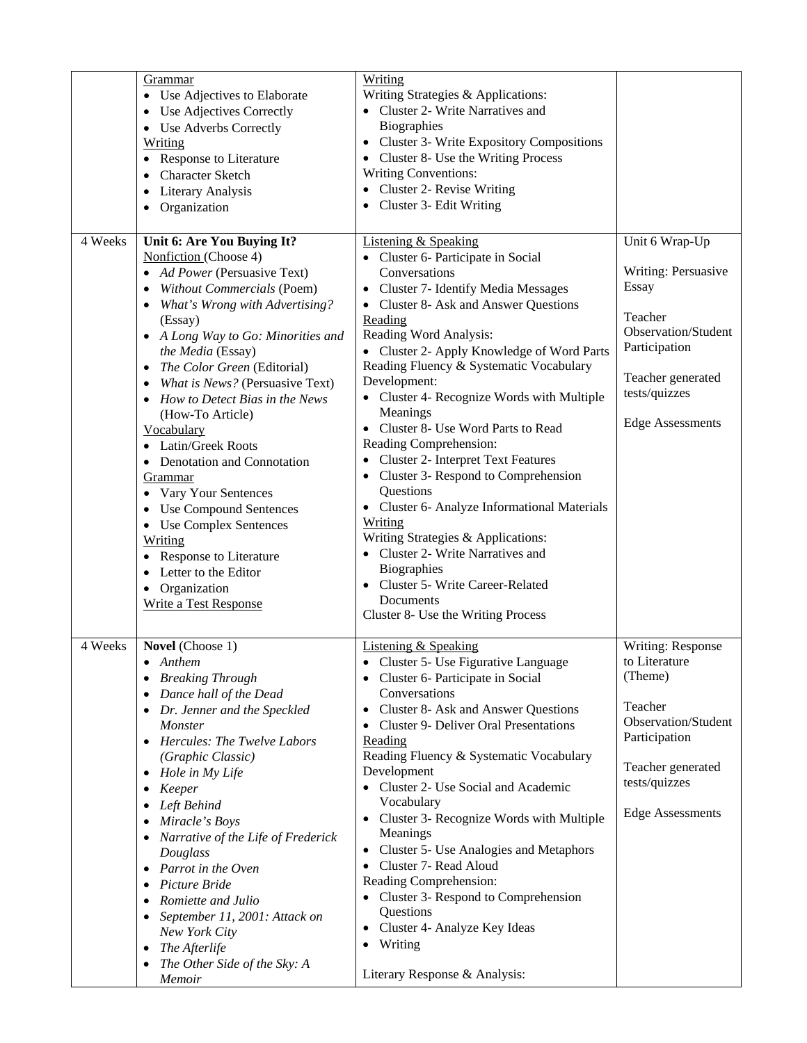| | | | |
|---|---|---|---|
| | Grammar<br>• Use Adjectives to Elaborate<br>• Use Adjectives Correctly<br>• Use Adverbs Correctly<br>Writing<br>• Response to Literature<br>• Character Sketch<br>• Literary Analysis<br>• Organization | Writing<br>Writing Strategies & Applications:<br>• Cluster 2- Write Narratives and Biographies<br>• Cluster 3- Write Expository Compositions<br>• Cluster 8- Use the Writing Process<br>Writing Conventions:<br>• Cluster 2- Revise Writing<br>• Cluster 3- Edit Writing | |
| 4 Weeks | **Unit 6: Are You Buying It?**<br>Nonfiction (Choose 4)<br>• *Ad Power* (Persuasive Text)<br>• *Without Commercials* (Poem)<br>• *What's Wrong with Advertising?* (Essay)<br>• *A Long Way to Go: Minorities and the Media* (Essay)<br>• *The Color Green* (Editorial)<br>• *What is News?* (Persuasive Text)<br>• *How to Detect Bias in the News* (How-To Article)<br>Vocabulary<br>• Latin/Greek Roots<br>• Denotation and Connotation<br>Grammar<br>• Vary Your Sentences<br>• Use Compound Sentences<br>• Use Complex Sentences<br>Writing<br>• Response to Literature<br>• Letter to the Editor<br>• Organization<br>Write a Test Response | Listening & Speaking<br>• Cluster 6- Participate in Social Conversations<br>• Cluster 7- Identify Media Messages<br>• Cluster 8- Ask and Answer Questions<br>Reading<br>Reading Word Analysis:<br>• Cluster 2- Apply Knowledge of Word Parts<br>Reading Fluency & Systematic Vocabulary Development:<br>• Cluster 4- Recognize Words with Multiple Meanings<br>• Cluster 8- Use Word Parts to Read<br>Reading Comprehension:<br>• Cluster 2- Interpret Text Features<br>• Cluster 3- Respond to Comprehension Questions<br>• Cluster 6- Analyze Informational Materials<br>Writing<br>Writing Strategies & Applications:<br>• Cluster 2- Write Narratives and Biographies<br>• Cluster 5- Write Career-Related Documents<br>Cluster 8- Use the Writing Process | Unit 6 Wrap-Up<br><br>Writing: Persuasive Essay<br><br>Teacher Observation/Student Participation<br><br>Teacher generated tests/quizzes<br><br>Edge Assessments |
| 4 Weeks | **Novel** (Choose 1)<br>• *Anthem*<br>• *Breaking Through*<br>• *Dance hall of the Dead*<br>• *Dr. Jenner and the Speckled Monster*<br>• *Hercules: The Twelve Labors (Graphic Classic)*<br>• *Hole in My Life*<br>• *Keeper*<br>• *Left Behind*<br>• *Miracle's Boys*<br>• *Narrative of the Life of Frederick Douglass*<br>• *Parrot in the Oven*<br>• *Picture Bride*<br>• *Romiette and Julio*<br>• *September 11, 2001: Attack on New York City*<br>• *The Afterlife*<br>• *The Other Side of the Sky: A Memoir* | Listening & Speaking<br>• Cluster 5- Use Figurative Language<br>• Cluster 6- Participate in Social Conversations<br>• Cluster 8- Ask and Answer Questions<br>• Cluster 9- Deliver Oral Presentations<br>Reading<br>Reading Fluency & Systematic Vocabulary Development<br>• Cluster 2- Use Social and Academic Vocabulary<br>• Cluster 3- Recognize Words with Multiple Meanings<br>• Cluster 5- Use Analogies and Metaphors<br>• Cluster 7- Read Aloud<br>Reading Comprehension:<br>• Cluster 3- Respond to Comprehension Questions<br>• Cluster 4- Analyze Key Ideas<br>• Writing<br><br>Literary Response & Analysis: | Writing: Response to Literature (Theme)<br><br>Teacher Observation/Student Participation<br><br>Teacher generated tests/quizzes<br><br>Edge Assessments |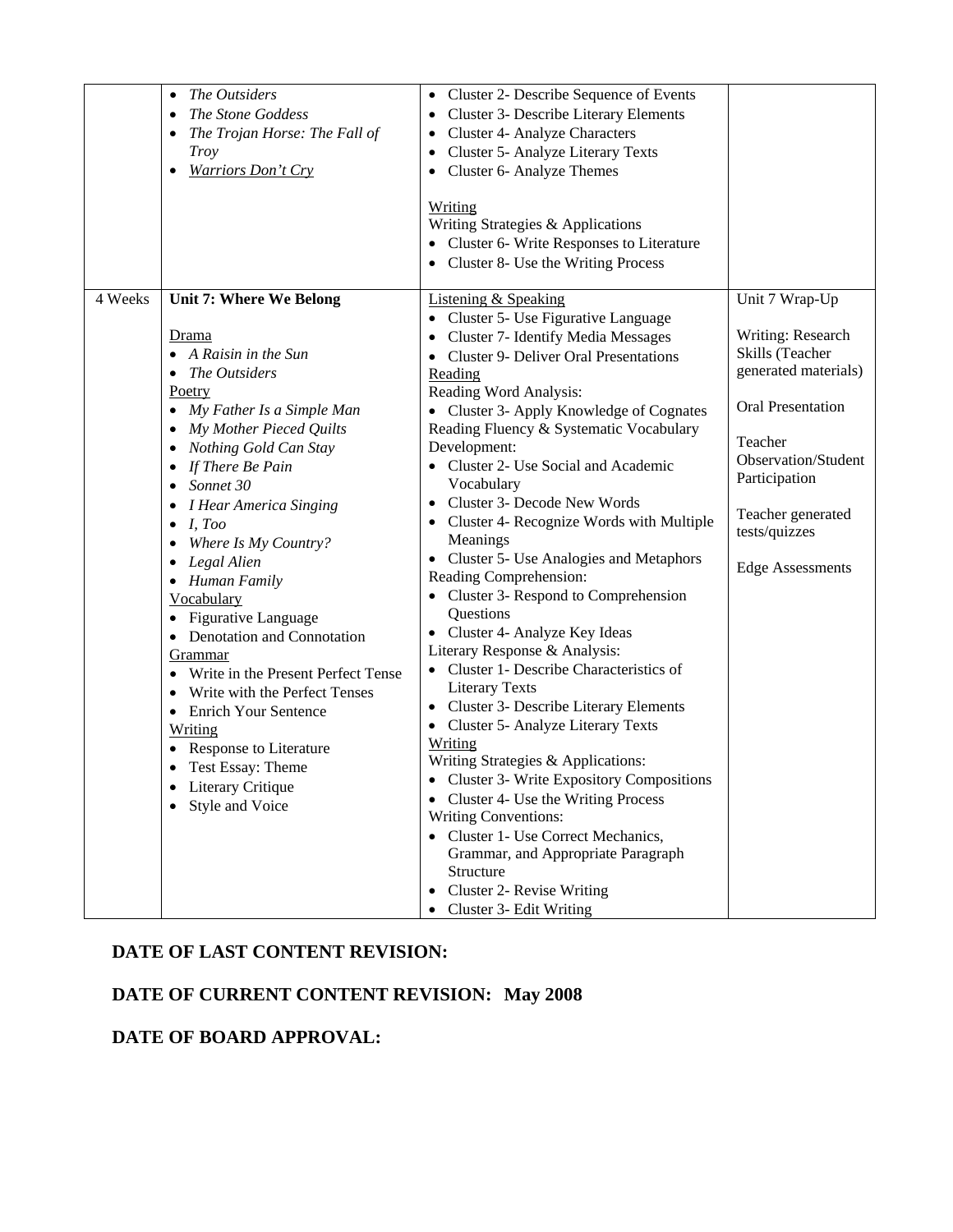| | | | |
|---|---|---|---|
| | • *The Outsiders*<br>• *The Stone Goddess*<br>• *The Trojan Horse: The Fall of Troy*<br>• *Warriors Don't Cry* | • Cluster 2- Describe Sequence of Events<br>• Cluster 3- Describe Literary Elements<br>• Cluster 4- Analyze Characters<br>• Cluster 5- Analyze Literary Texts<br>• Cluster 6- Analyze Themes<br><br>Writing<br>Writing Strategies & Applications<br>• Cluster 6- Write Responses to Literature<br>• Cluster 8- Use the Writing Process | |
| 4 Weeks | **Unit 7: Where We Belong**<br><br>Drama<br>• *A Raisin in the Sun*<br>• *The Outsiders*<br>Poetry<br>• *My Father Is a Simple Man*<br>• *My Mother Pieced Quilts*<br>• *Nothing Gold Can Stay*<br>• *If There Be Pain*<br>• *Sonnet 30*<br>• *I Hear America Singing*<br>• *I, Too*<br>• *Where Is My Country?*<br>• *Legal Alien*<br>• *Human Family*<br>Vocabulary<br>• Figurative Language<br>• Denotation and Connotation<br>Grammar<br>• Write in the Present Perfect Tense<br>• Write with the Perfect Tenses<br>• Enrich Your Sentence<br>Writing<br>• Response to Literature<br>• Test Essay: Theme<br>• Literary Critique<br>• Style and Voice | Listening & Speaking<br>• Cluster 5- Use Figurative Language<br>• Cluster 7- Identify Media Messages<br>• Cluster 9- Deliver Oral Presentations<br>Reading<br>Reading Word Analysis:<br>• Cluster 3- Apply Knowledge of Cognates<br>Reading Fluency & Systematic Vocabulary Development:<br>• Cluster 2- Use Social and Academic Vocabulary<br>• Cluster 3- Decode New Words<br>• Cluster 4- Recognize Words with Multiple Meanings<br>• Cluster 5- Use Analogies and Metaphors<br>Reading Comprehension:<br>• Cluster 3- Respond to Comprehension Questions<br>• Cluster 4- Analyze Key Ideas<br>Literary Response & Analysis:<br>• Cluster 1- Describe Characteristics of Literary Texts<br>• Cluster 3- Describe Literary Elements<br>• Cluster 5- Analyze Literary Texts<br>Writing<br>Writing Strategies & Applications:<br>• Cluster 3- Write Expository Compositions<br>• Cluster 4- Use the Writing Process<br>Writing Conventions:<br>• Cluster 1- Use Correct Mechanics, Grammar, and Appropriate Paragraph Structure<br>• Cluster 2- Revise Writing<br>• Cluster 3- Edit Writing | Unit 7 Wrap-Up<br><br>Writing: Research Skills (Teacher generated materials)<br><br>Oral Presentation<br><br>Teacher Observation/Student Participation<br><br>Teacher generated tests/quizzes<br><br>Edge Assessments |

**DATE OF LAST CONTENT REVISION:**

**DATE OF CURRENT CONTENT REVISION: May 2008**

**DATE OF BOARD APPROVAL:**